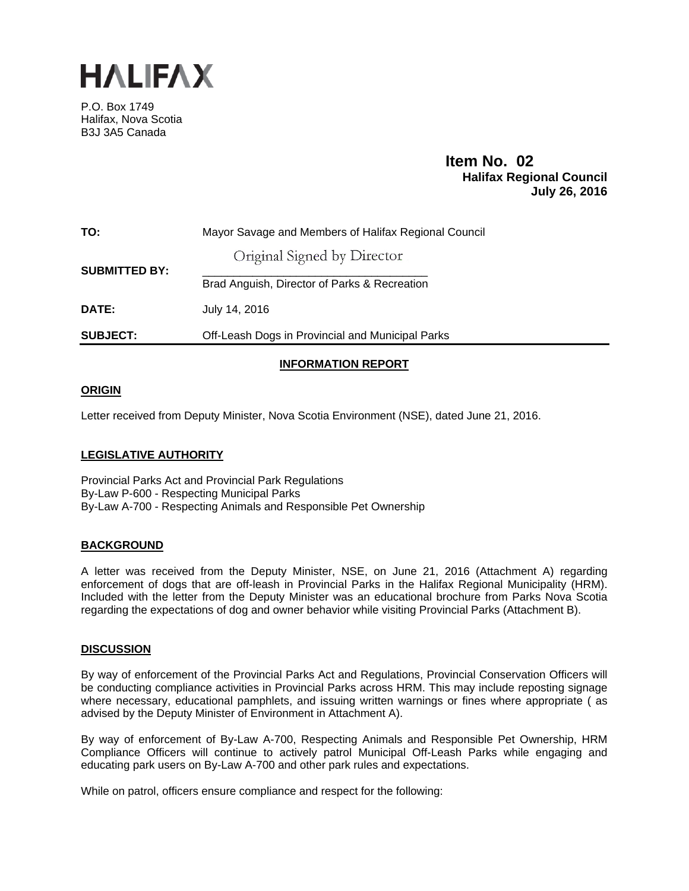# HALIFAX

P.O. Box 1749
Halifax, Nova Scotia
B3J 3A5 Canada

**Item No. 02**
**Halifax Regional Council**
**July 26, 2016**

| | |
|---|---|
| **TO:** | Mayor Savage and Members of Halifax Regional Council |
| **SUBMITTED BY:** | Original Signed by Director<br>Brad Anguish, Director of Parks & Recreation |
| **DATE:** | July 14, 2016 |
| **SUBJECT:** | Off-Leash Dogs in Provincial and Municipal Parks |

## INFORMATION REPORT

### ORIGIN

Letter received from Deputy Minister, Nova Scotia Environment (NSE), dated June 21, 2016.

### LEGISLATIVE AUTHORITY

Provincial Parks Act and Provincial Park Regulations
By-Law P-600 - Respecting Municipal Parks
By-Law A-700 - Respecting Animals and Responsible Pet Ownership

### BACKGROUND

A letter was received from the Deputy Minister, NSE, on June 21, 2016 (Attachment A) regarding enforcement of dogs that are off-leash in Provincial Parks in the Halifax Regional Municipality (HRM). Included with the letter from the Deputy Minister was an educational brochure from Parks Nova Scotia regarding the expectations of dog and owner behavior while visiting Provincial Parks (Attachment B).

### DISCUSSION

By way of enforcement of the Provincial Parks Act and Regulations, Provincial Conservation Officers will be conducting compliance activities in Provincial Parks across HRM. This may include reposting signage where necessary, educational pamphlets, and issuing written warnings or fines where appropriate ( as advised by the Deputy Minister of Environment in Attachment A).

By way of enforcement of By-Law A-700, Respecting Animals and Responsible Pet Ownership, HRM Compliance Officers will continue to actively patrol Municipal Off-Leash Parks while engaging and educating park users on By-Law A-700 and other park rules and expectations.

While on patrol, officers ensure compliance and respect for the following: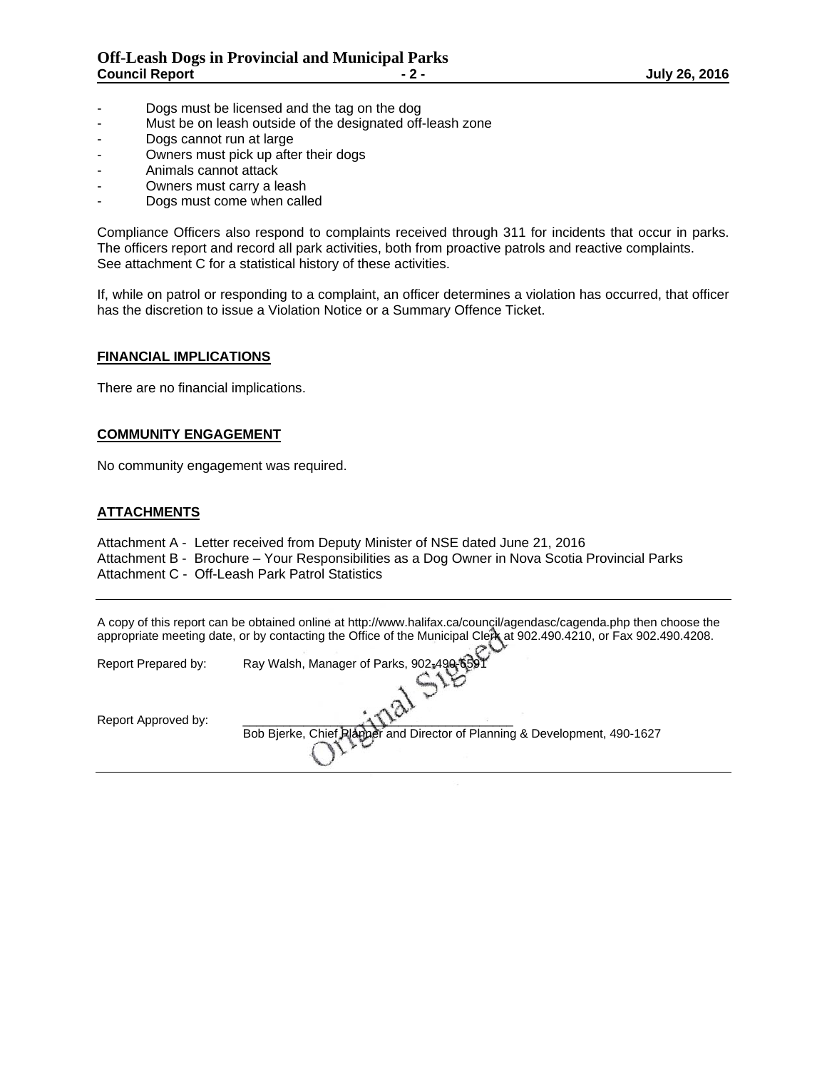- Dogs must be licensed and the tag on the dog
- Must be on leash outside of the designated off-leash zone
- Dogs cannot run at large
- Owners must pick up after their dogs
- Animals cannot attack
- Owners must carry a leash
- Dogs must come when called

Compliance Officers also respond to complaints received through 311 for incidents that occur in parks. The officers report and record all park activities, both from proactive patrols and reactive complaints. See attachment C for a statistical history of these activities.

If, while on patrol or responding to a complaint, an officer determines a violation has occurred, that officer has the discretion to issue a Violation Notice or a Summary Offence Ticket.

## FINANCIAL IMPLICATIONS

There are no financial implications.

## COMMUNITY ENGAGEMENT

No community engagement was required.

## ATTACHMENTS

Attachment A - Letter received from Deputy Minister of NSE dated June 21, 2016
Attachment B - Brochure – Your Responsibilities as a Dog Owner in Nova Scotia Provincial Parks
Attachment C - Off-Leash Park Patrol Statistics

---

A copy of this report can be obtained online at http://www.halifax.ca/council/agendasc/cagenda.php then choose the appropriate meeting date, or by contacting the Office of the Municipal Clerk at 902.490.4210, or Fax 902.490.4208.

Report Prepared by: Ray Walsh, Manager of Parks, 902-490-6591

Report Approved by: Original Signed
Bob Bjerke, Chief Planner and Director of Planning & Development, 490-1627

---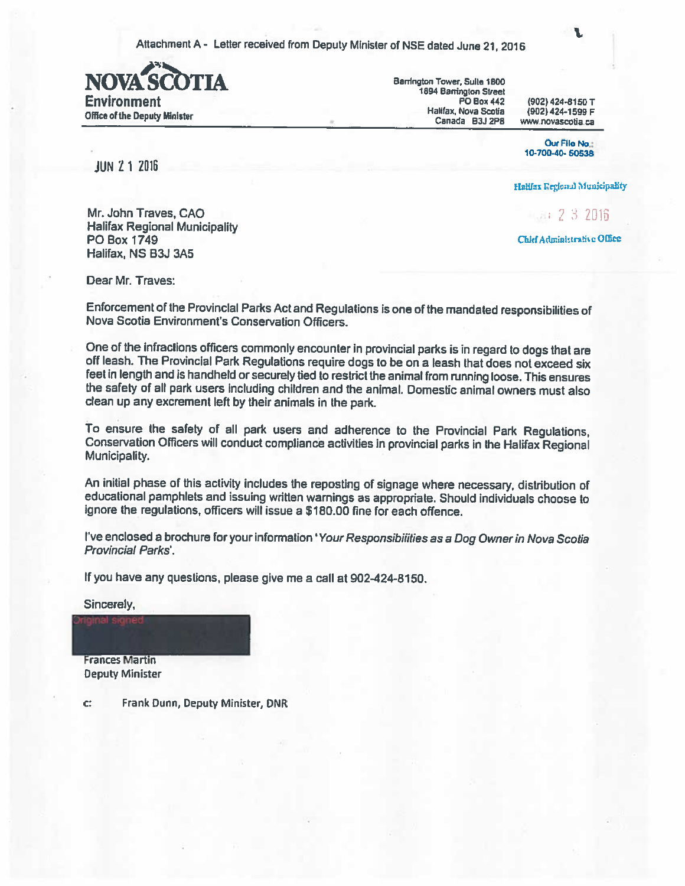Attachment A - Letter received from Deputy Minister of NSE dated June 21, 2016

**NOVA SCOTIA**
**Environment**
**Office of the Deputy Minister**

Barrington Tower, Suite 1800
1894 Barrington Street
PO Box 442
Halifax, Nova Scotia
Canada B3J 2P8

(902) 424-8150 T
(902) 424-1599 F
www.novascotia.ca

Our File No.:
10-700-40- 50538

JUN 21 2016

Halifax Regional Municipality
23 2016
Chief Administrative Office

Mr. John Traves, CAO
Halifax Regional Municipality
PO Box 1749
Halifax, NS B3J 3A5

Dear Mr. Traves:

Enforcement of the Provincial Parks Act and Regulations is one of the mandated responsibilities of Nova Scotia Environment's Conservation Officers.

One of the infractions officers commonly encounter in provincial parks is in regard to dogs that are off leash. The Provincial Park Regulations require dogs to be on a leash that does not exceed six feet in length and is handheld or securely tied to restrict the animal from running loose. This ensures the safety of all park users including children and the animal. Domestic animal owners must also clean up any excrement left by their animals in the park.

To ensure the safety of all park users and adherence to the Provincial Park Regulations, Conservation Officers will conduct compliance activities in provincial parks in the Halifax Regional Municipality.

An initial phase of this activity includes the reposting of signage where necessary, distribution of educational pamphlets and issuing written warnings as appropriate. Should individuals choose to ignore the regulations, officers will issue a $180.00 fine for each offence.

I've enclosed a brochure for your information '*Your Responsibilities as a Dog Owner in Nova Scotia Provincial Parks*'.

If you have any questions, please give me a call at 902-424-8150.

Sincerely,

Original signed

Frances Martin
Deputy Minister

c: Frank Dunn, Deputy Minister, DNR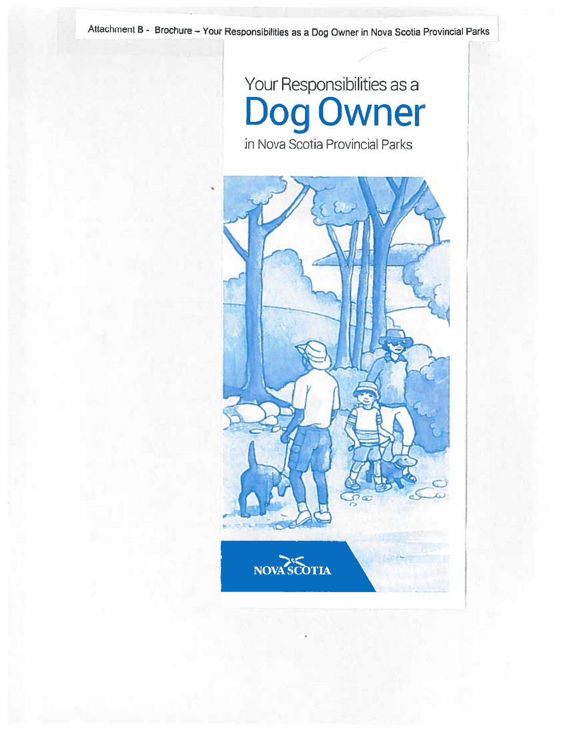Attachment B - Brochure – Your Responsibilities as a Dog Owner in Nova Scotia Provincial Parks

# Your Responsibilities as a Dog Owner in Nova Scotia Provincial Parks

NOVA SCOTIA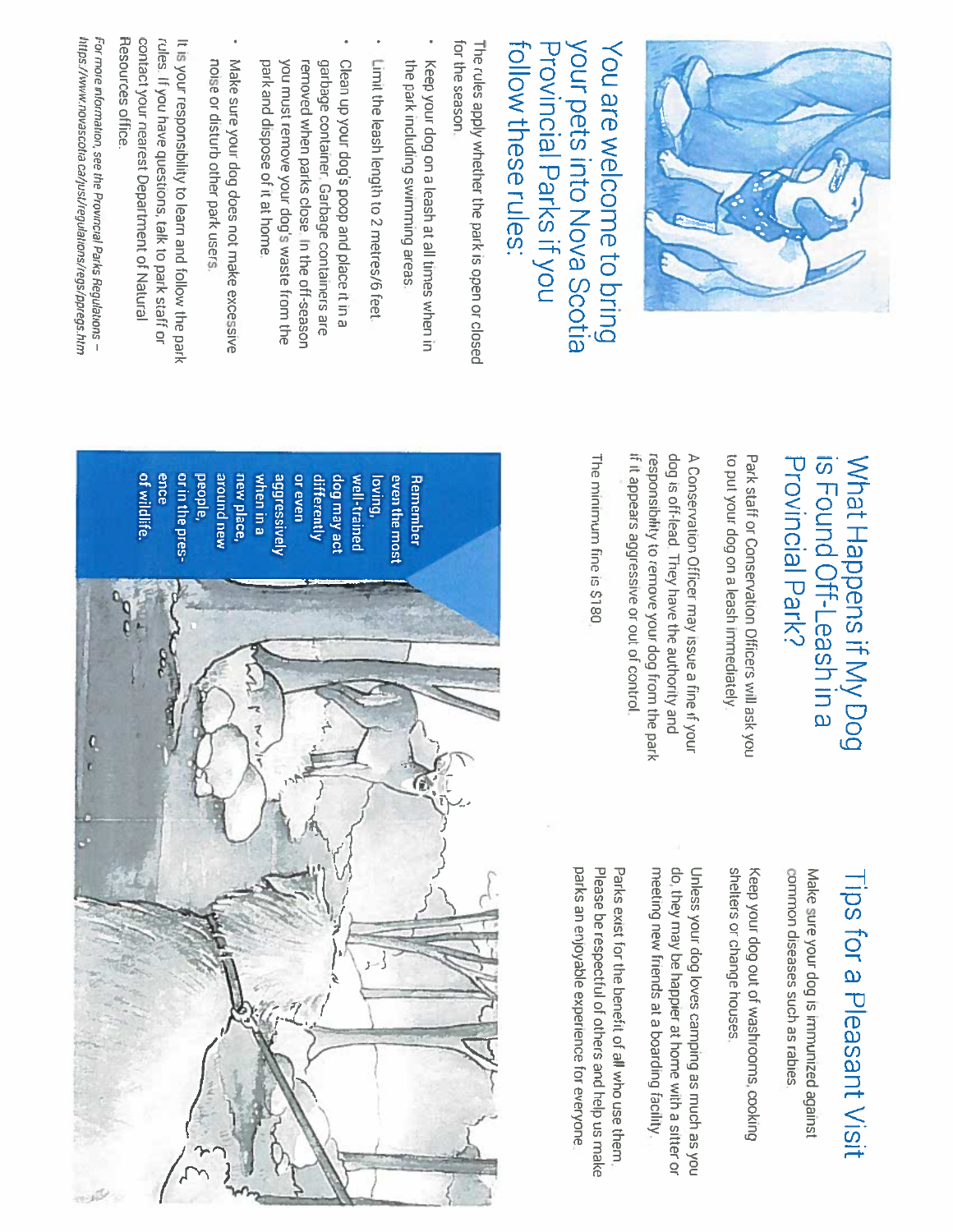## You are welcome to bring your pets into Nova Scotia Provincial Parks if you follow these rules:

The rules apply whether the park is open or closed for the season.

- Keep your dog on a leash at all times when in the park including swimming areas.
- Limit the leash length to 2 metres/6 feet.
- Clean up your dog's poop and place it in a garbage container. Garbage containers are removed when parks close. In the off-season you must remove your dog's waste from the park and dispose of it at home.
- Make sure your dog does not make excessive noise or disturb other park users.

It is your responsibility to learn and follow the park rules. If you have questions, talk to park staff or contact your nearest Department of Natural Resources office.

*For more information, see the Provincial Parks Regulations – https://www.novascotia.ca/just/regulations/regs/ppregs.htm*

## What Happens if My Dog is Found Off-Leash in a Provincial Park?

Park staff or Conservation Officers will ask you to put your dog on a leash immediately.

A Conservation Officer may issue a fine if your dog is off-lead. They have the authority and responsibility to remove your dog from the park if it appears aggressive or out of control.

The minimum fine is $180.

**Remember even the most loving, well-trained dog may act differently or even aggressively when in a new place, around new people, or in the presence of wildlife.**

## Tips for a Pleasant Visit

Make sure your dog is immunized against common diseases such as rabies.

Keep your dog out of washrooms, cooking shelters or change houses.

Unless your dog loves camping as much as you do, they may be happier at home with a sitter or meeting new friends at a boarding facility.

Parks exist for the benefit of all who use them. Please be respectful of others and help us make parks an enjoyable experience for everyone.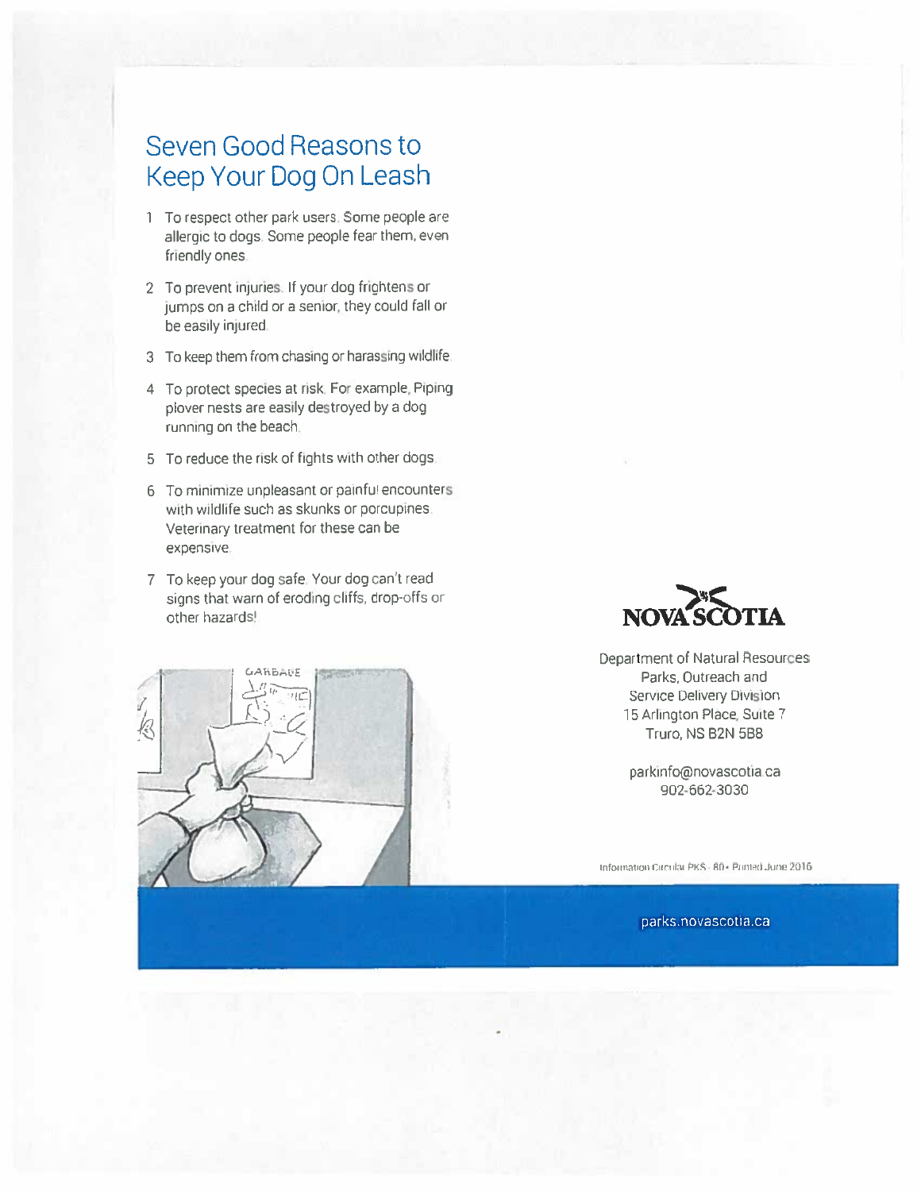## Seven Good Reasons to Keep Your Dog On Leash

1. To respect other park users. Some people are allergic to dogs. Some people fear them, even friendly ones.
2. To prevent injuries. If your dog frightens or jumps on a child or a senior, they could fall or be easily injured.
3. To keep them from chasing or harassing wildlife.
4. To protect species at risk. For example, Piping plover nests are easily destroyed by a dog running on the beach.
5. To reduce the risk of fights with other dogs.
6. To minimize unpleasant or painful encounters with wildlife such as skunks or porcupines. Veterinary treatment for these can be expensive.
7. To keep your dog safe. Your dog can't read signs that warn of eroding cliffs, drop-offs or other hazards!

NOVA SCOTIA

Department of Natural Resources
Parks, Outreach and
Service Delivery Division
15 Arlington Place, Suite 7
Truro, NS B2N 5B8

parkinfo@novascotia.ca
902-662-3030

Information Circular PKS - 80 • Printed June 2016

parks.novascotia.ca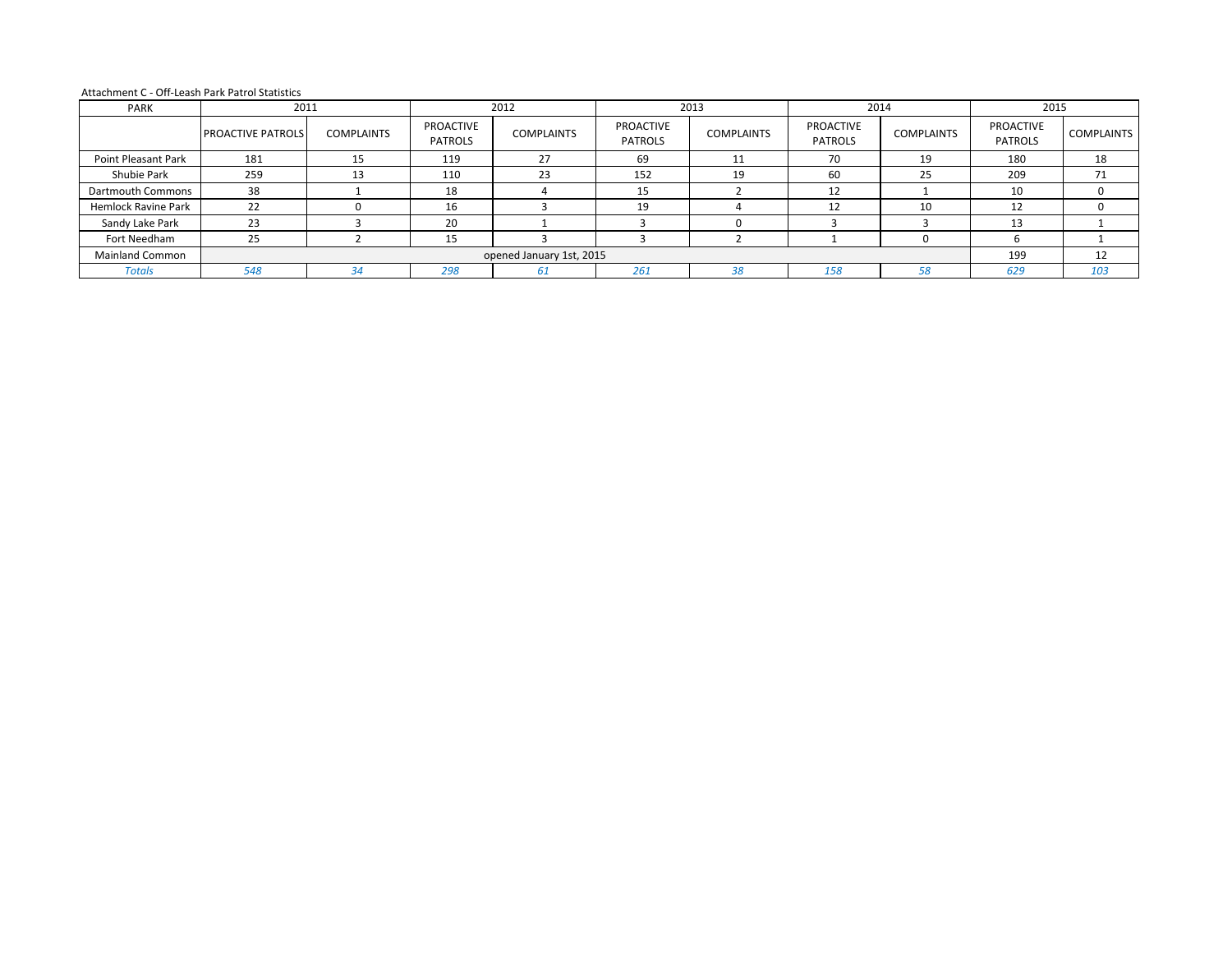Attachment C - Off-Leash Park Patrol Statistics

| PARK | 2011 | | 2012 | | 2013 | | 2014 | | 2015 | |
|---|---|---|---|---|---|---|---|---|---|---|
| | PROACTIVE PATROLS | COMPLAINTS | PROACTIVE PATROLS | COMPLAINTS | PROACTIVE PATROLS | COMPLAINTS | PROACTIVE PATROLS | COMPLAINTS | PROACTIVE PATROLS | COMPLAINTS |
| Point Pleasant Park | 181 | 15 | 119 | 27 | 69 | 11 | 70 | 19 | 180 | 18 |
| Shubie Park | 259 | 13 | 110 | 23 | 152 | 19 | 60 | 25 | 209 | 71 |
| Dartmouth Commons | 38 | 1 | 18 | 4 | 15 | 2 | 12 | 1 | 10 | 0 |
| Hemlock Ravine Park | 22 | 0 | 16 | 3 | 19 | 4 | 12 | 10 | 12 | 0 |
| Sandy Lake Park | 23 | 3 | 20 | 1 | 3 | 0 | 3 | 3 | 13 | 1 |
| Fort Needham | 25 | 2 | 15 | 3 | 3 | 2 | 1 | 0 | 6 | 1 |
| Mainland Common | opened January 1st, 2015 | | | | | | | | 199 | 12 |
| *Totals* | *548* | *34* | *298* | *61* | *261* | *38* | *158* | *58* | *629* | *103* |